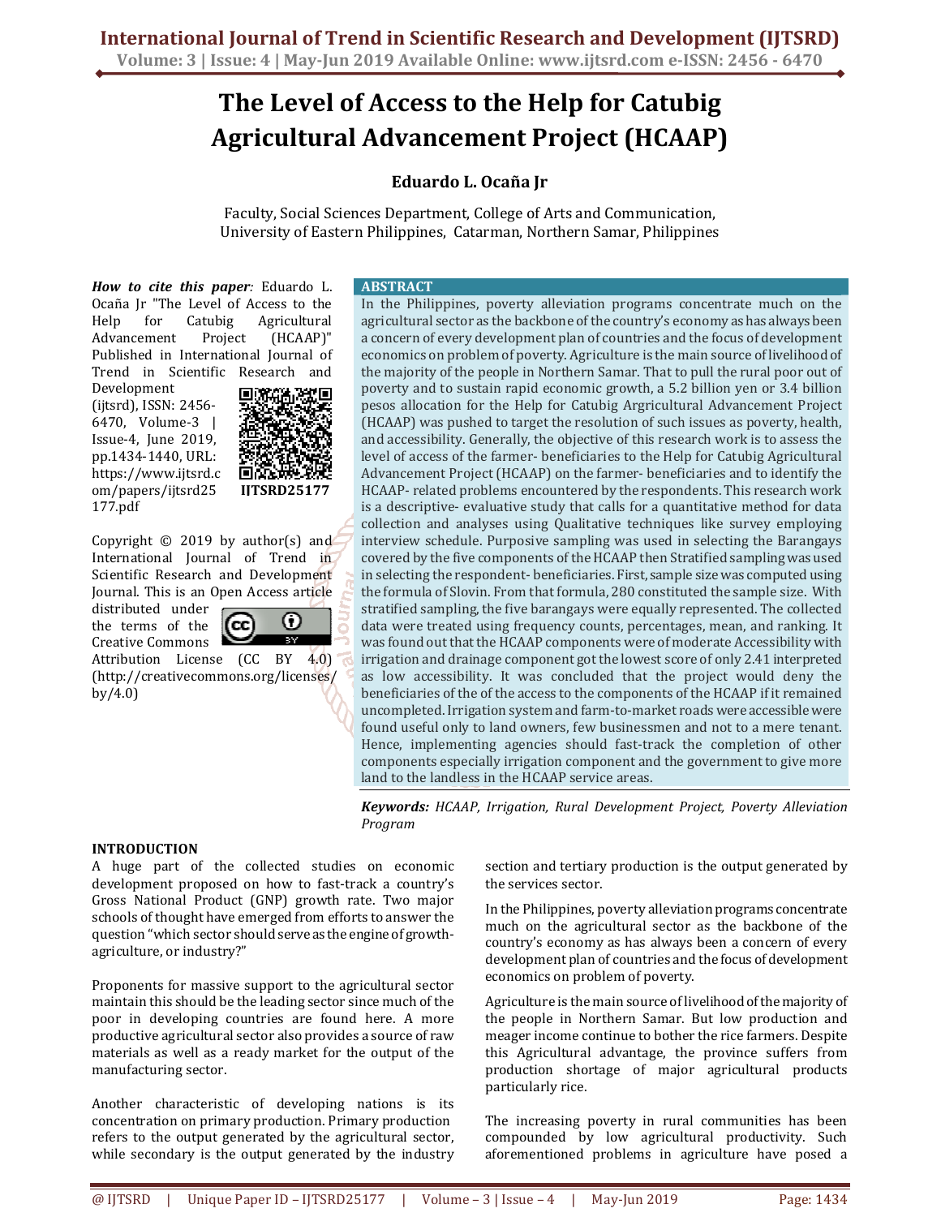# The Level of Access to the Help for Catubig Agricultural Advancement Project (HCAAP)

**Eduardo L. Ocaña Jr**

Faculty, Social Sciences Department, College of Arts and Communication, University of Eastern Philippines, Catarman, Northern Samar, Philippines

***How to cite this paper:*** Eduardo L. Ocaña Jr "The Level of Access to the Help for Catubig Agricultural Advancement Project (HCAAP)" Published in International Journal of Trend in Scientific Research and Development (ijtsrd), ISSN: 2456-6470, Volume-3 | Issue-4, June 2019, pp.1434-1440, URL: https://www.ijtsrd.com/papers/ijtsrd25177.pdf

**IJTSRD25177**

Copyright © 2019 by author(s) and International Journal of Trend in Scientific Research and Development Journal. This is an Open Access article distributed under the terms of the Creative Commons Attribution License (CC BY 4.0) (http://creativecommons.org/licenses/by/4.0)

## ABSTRACT

In the Philippines, poverty alleviation programs concentrate much on the agricultural sector as the backbone of the country's economy as has always been a concern of every development plan of countries and the focus of development economics on problem of poverty. Agriculture is the main source of livelihood of the majority of the people in Northern Samar. That to pull the rural poor out of poverty and to sustain rapid economic growth, a 5.2 billion yen or 3.4 billion pesos allocation for the Help for Catubig Argricultural Advancement Project (HCAAP) was pushed to target the resolution of such issues as poverty, health, and accessibility. Generally, the objective of this research work is to assess the level of access of the farmer- beneficiaries to the Help for Catubig Agricultural Advancement Project (HCAAP) on the farmer- beneficiaries and to identify the HCAAP- related problems encountered by the respondents. This research work is a descriptive- evaluative study that calls for a quantitative method for data collection and analyses using Qualitative techniques like survey employing interview schedule. Purposive sampling was used in selecting the Barangays covered by the five components of the HCAAP then Stratified sampling was used in selecting the respondent- beneficiaries. First, sample size was computed using the formula of Slovin. From that formula, 280 constituted the sample size. With stratified sampling, the five barangays were equally represented. The collected data were treated using frequency counts, percentages, mean, and ranking. It was found out that the HCAAP components were of moderate Accessibility with irrigation and drainage component got the lowest score of only 2.41 interpreted as low accessibility. It was concluded that the project would deny the beneficiaries of the of the access to the components of the HCAAP if it remained uncompleted. Irrigation system and farm-to-market roads were accessible were found useful only to land owners, few businessmen and not to a mere tenant. Hence, implementing agencies should fast-track the completion of other components especially irrigation component and the government to give more land to the landless in the HCAAP service areas.

***Keywords:*** *HCAAP, Irrigation, Rural Development Project, Poverty Alleviation Program*

## INTRODUCTION

A huge part of the collected studies on economic development proposed on how to fast-track a country's Gross National Product (GNP) growth rate. Two major schools of thought have emerged from efforts to answer the question "which sector should serve as the engine of growth- agriculture, or industry?"

Proponents for massive support to the agricultural sector maintain this should be the leading sector since much of the poor in developing countries are found here. A more productive agricultural sector also provides a source of raw materials as well as a ready market for the output of the manufacturing sector.

Another characteristic of developing nations is its concentration on primary production. Primary production refers to the output generated by the agricultural sector, while secondary is the output generated by the industry section and tertiary production is the output generated by the services sector.

In the Philippines, poverty alleviation programs concentrate much on the agricultural sector as the backbone of the country's economy as has always been a concern of every development plan of countries and the focus of development economics on problem of poverty.

Agriculture is the main source of livelihood of the majority of the people in Northern Samar. But low production and meager income continue to bother the rice farmers. Despite this Agricultural advantage, the province suffers from production shortage of major agricultural products particularly rice.

The increasing poverty in rural communities has been compounded by low agricultural productivity. Such aforementioned problems in agriculture have posed a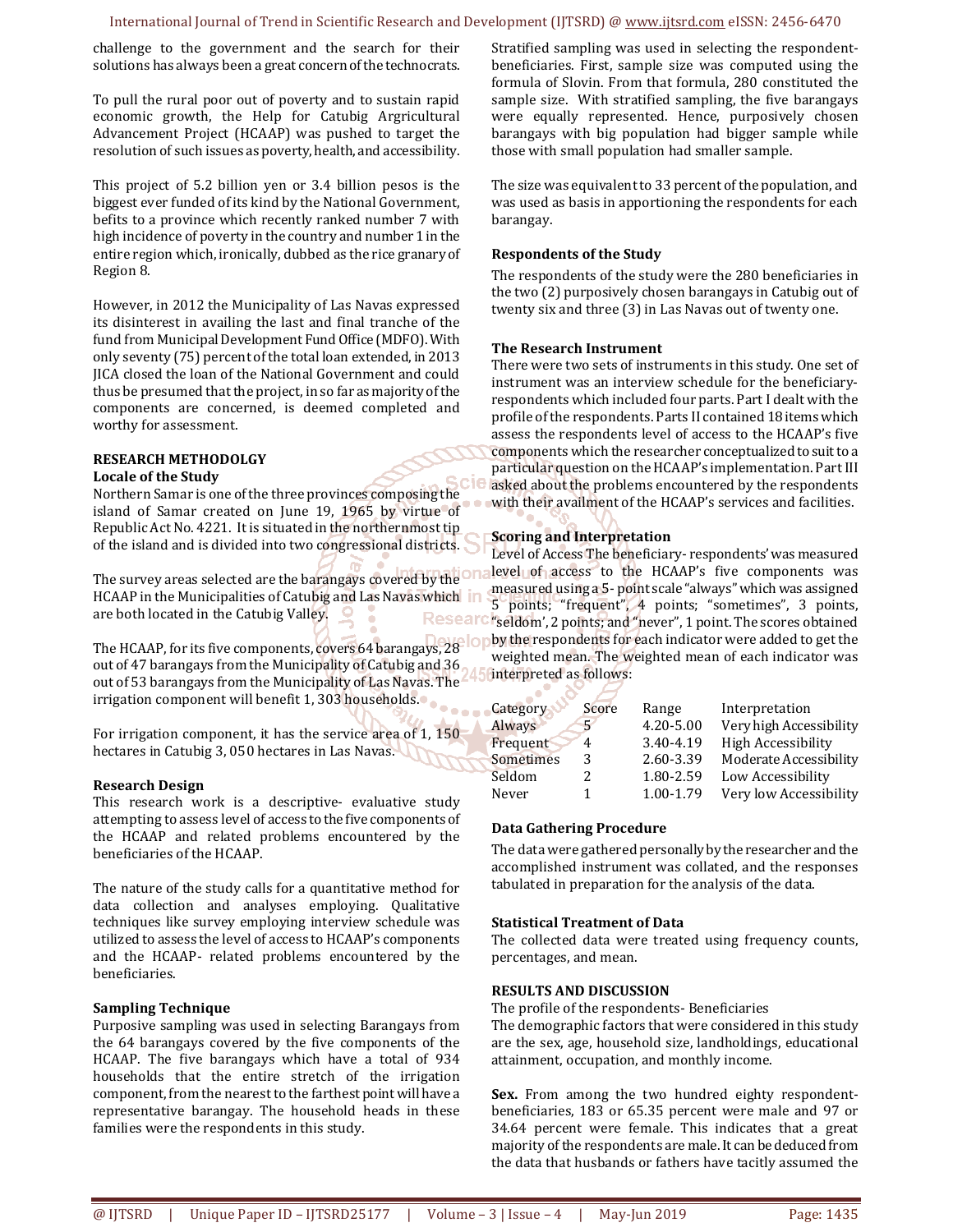challenge to the government and the search for their solutions has always been a great concern of the technocrats.

To pull the rural poor out of poverty and to sustain rapid economic growth, the Help for Catubig Agrricultural Advancement Project (HCAAP) was pushed to target the resolution of such issues as poverty, health, and accessibility.

This project of 5.2 billion yen or 3.4 billion pesos is the biggest ever funded of its kind by the National Government, befits to a province which recently ranked number 7 with high incidence of poverty in the country and number 1 in the entire region which, ironically, dubbed as the rice granary of Region 8.

However, in 2012 the Municipality of Las Navas expressed its disinterest in availing the last and final tranche of the fund from Municipal Development Fund Office (MDFO). With only seventy (75) percent of the total loan extended, in 2013 JICA closed the loan of the National Government and could thus be presumed that the project, in so far as majority of the components are concerned, is deemed completed and worthy for assessment.

## RESEARCH METHODOLGY

### Locale of the Study

Northern Samar is one of the three provinces composing the island of Samar created on June 19, 1965 by virtue of Republic Act No. 4221. It is situated in the northernmost tip of the island and is divided into two congressional districts.

The survey areas selected are the barangays covered by the HCAAP in the Municipalities of Catubig and Las Navas which are both located in the Catubig Valley.

The HCAAP, for its five components, covers 64 barangays, 28 out of 47 barangays from the Municipality of Catubig and 36 out of 53 barangays from the Municipality of Las Navas. The irrigation component will benefit 1, 303 households.

For irrigation component, it has the service area of 1, 150 hectares in Catubig 3, 050 hectares in Las Navas.

### Research Design

This research work is a descriptive- evaluative study attempting to assess level of access to the five components of the HCAAP and related problems encountered by the beneficiaries of the HCAAP.

The nature of the study calls for a quantitative method for data collection and analyses employing. Qualitative techniques like survey employing interview schedule was utilized to assess the level of access to HCAAP's components and the HCAAP- related problems encountered by the beneficiaries.

### Sampling Technique

Purposive sampling was used in selecting Barangays from the 64 barangays covered by the five components of the HCAAP. The five barangays which have a total of 934 households that the entire stretch of the irrigation component, from the nearest to the farthest point will have a representative barangay. The household heads in these families were the respondents in this study.

Stratified sampling was used in selecting the respondent-beneficiaries. First, sample size was computed using the formula of Slovin. From that formula, 280 constituted the sample size. With stratified sampling, the five barangays were equally represented. Hence, purposively chosen barangays with big population had bigger sample while those with small population had smaller sample.

The size was equivalent to 33 percent of the population, and was used as basis in apportioning the respondents for each barangay.

### Respondents of the Study

The respondents of the study were the 280 beneficiaries in the two (2) purposively chosen barangays in Catubig out of twenty six and three (3) in Las Navas out of twenty one.

### The Research Instrument

There were two sets of instruments in this study. One set of instrument was an interview schedule for the beneficiary-respondents which included four parts. Part I dealt with the profile of the respondents. Parts II contained 18 items which assess the respondents level of access to the HCAAP's five components which the researcher conceptualized to suit to a particular question on the HCAAP's implementation. Part III asked about the problems encountered by the respondents with their availment of the HCAAP's services and facilities.

### Scoring and Interpretation

Level of Access The beneficiary- respondents' was measured level of access to the HCAAP's five components was measured using a 5- point scale "always" which was assigned 5 points; "frequent", 4 points; "sometimes", 3 points, "seldom', 2 points; and "never", 1 point. The scores obtained by the respondents for each indicator were added to get the weighted mean. The weighted mean of each indicator was interpreted as follows:

| Category | Score | Range | Interpretation |
|---|---|---|---|
| Always | 5 | 4.20-5.00 | Very high Accessibility |
| Frequent | 4 | 3.40-4.19 | High Accessibility |
| Sometimes | 3 | 2.60-3.39 | Moderate Accessibility |
| Seldom | 2 | 1.80-2.59 | Low Accessibility |
| Never | 1 | 1.00-1.79 | Very low Accessibility |

### Data Gathering Procedure

The data were gathered personally by the researcher and the accomplished instrument was collated, and the responses tabulated in preparation for the analysis of the data.

### Statistical Treatment of Data

The collected data were treated using frequency counts, percentages, and mean.

## RESULTS AND DISCUSSION

The profile of the respondents- Beneficiaries

The demographic factors that were considered in this study are the sex, age, household size, landholdings, educational attainment, occupation, and monthly income.

**Sex.** From among the two hundred eighty respondent-beneficiaries, 183 or 65.35 percent were male and 97 or 34.64 percent were female. This indicates that a great majority of the respondents are male. It can be deduced from the data that husbands or fathers have tacitly assumed the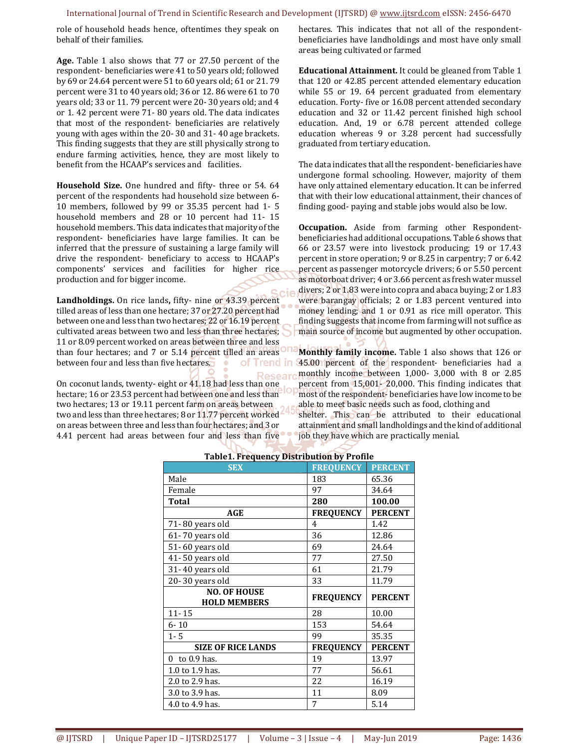role of household heads hence, oftentimes they speak on behalf of their families.

**Age.** Table 1 also shows that 77 or 27.50 percent of the respondent- beneficiaries were 41 to 50 years old; followed by 69 or 24.64 percent were 51 to 60 years old; 61 or 21. 79 percent were 31 to 40 years old; 36 or 12. 86 were 61 to 70 years old; 33 or 11. 79 percent were 20- 30 years old; and 4 or 1. 42 percent were 71- 80 years old. The data indicates that most of the respondent- beneficiaries are relatively young with ages within the 20- 30 and 31- 40 age brackets. This finding suggests that they are still physically strong to endure farming activities, hence, they are most likely to benefit from the HCAAP's services and facilities.

**Household Size.** One hundred and fifty- three or 54. 64 percent of the respondents had household size between 6- 10 members, followed by 99 or 35.35 percent had 1- 5 household members and 28 or 10 percent had 11- 15 household members. This data indicates that majority of the respondent- beneficiaries have large families. It can be inferred that the pressure of sustaining a large family will drive the respondent- beneficiary to access to HCAAP's components' services and facilities for higher rice production and for bigger income.

**Landholdings.** On rice lands**,** fifty- nine or 43.39 percent tilled areas of less than one hectare; 37 or 27.20 percent had between one and less than two hectares; 22 or 16.19 percent cultivated areas between two and less than three hectares; 11 or 8.09 percent worked on areas between three and less than four hectares; and 7 or 5.14 percent tilled an areas between four and less than five hectares.

On coconut lands, twenty- eight or 41.18 had less than one hectare; 16 or 23.53 percent had between one and less than two hectares; 13 or 19.11 percent farm on areas between two and less than three hectares; 8 or 11.77 percent worked on areas between three and less than four hectares; and 3 or 4.41 percent had areas between four and less than five hectares. This indicates that not all of the respondent- beneficiaries have landholdings and most have only small areas being cultivated or farmed

**Educational Attainment.** It could be gleaned from Table 1 that 120 or 42.85 percent attended elementary education while 55 or 19. 64 percent graduated from elementary education. Forty- five or 16.08 percent attended secondary education and 32 or 11.42 percent finished high school education. And, 19 or 6.78 percent attended college education whereas 9 or 3.28 percent had successfully graduated from tertiary education.

The data indicates that all the respondent- beneficiaries have undergone formal schooling. However, majority of them have only attained elementary education. It can be inferred that with their low educational attainment, their chances of finding good- paying and stable jobs would also be low.

**Occupation.** Aside from farming other Respondent- beneficiaries had additional occupations. Table 6 shows that 66 or 23.57 were into livestock producing; 19 or 17.43 percent in store operation; 9 or 8.25 in carpentry; 7 or 6.42 percent as passenger motorcycle drivers; 6 or 5.50 percent as motorboat driver; 4 or 3.66 percent as fresh water mussel divers; 2 or 1.83 were into copra and abaca buying; 2 or 1.83 were barangay officials; 2 or 1.83 percent ventured into money lending; and 1 or 0.91 as rice mill operator. This finding suggests that income from farming will not suffice as main source of income but augmented by other occupation.

**Monthly family income.** Table 1 also shows that 126 or 45.00 percent of the respondent- beneficiaries had a monthly income between 1,000- 3,000 with 8 or 2.85 percent from 15,001- 20,000. This finding indicates that most of the respondent- beneficiaries have low income to be able to meet basic needs such as food, clothing and shelter. This can be attributed to their educational attainment and small landholdings and the kind of additional job they have which are practically menial.

**Table1. Frequency Distribution by Profile**

| SEX | FREQUENCY | PERCENT |
|---|---|---|
| Male | 183 | 65.36 |
| Female | 97 | 34.64 |
| **Total** | **280** | **100.00** |
| **AGE** | **FREQUENCY** | **PERCENT** |
| 71- 80 years old | 4 | 1.42 |
| 61- 70 years old | 36 | 12.86 |
| 51- 60 years old | 69 | 24.64 |
| 41- 50 years old | 77 | 27.50 |
| 31- 40 years old | 61 | 21.79 |
| 20- 30 years old | 33 | 11.79 |
| **NO. OF HOUSE HOLD MEMBERS** | **FREQUENCY** | **PERCENT** |
| 11- 15 | 28 | 10.00 |
| 6- 10 | 153 | 54.64 |
| 1- 5 | 99 | 35.35 |
| **SIZE OF RICE LANDS** | **FREQUENCY** | **PERCENT** |
| 0 to 0.9 has. | 19 | 13.97 |
| 1.0 to 1.9 has. | 77 | 56.61 |
| 2.0 to 2.9 has. | 22 | 16.19 |
| 3.0 to 3.9 has. | 11 | 8.09 |
| 4.0 to 4.9 has. | 7 | 5.14 |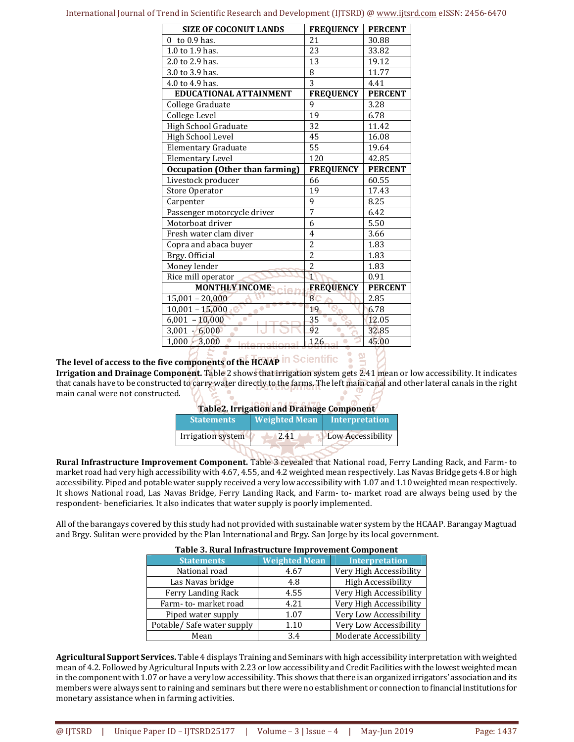| SIZE OF COCONUT LANDS | FREQUENCY | PERCENT |
|---|---|---|
| 0 to 0.9 has. | 21 | 30.88 |
| 1.0 to 1.9 has. | 23 | 33.82 |
| 2.0 to 2.9 has. | 13 | 19.12 |
| 3.0 to 3.9 has. | 8 | 11.77 |
| 4.0 to 4.9 has. | 3 | 4.41 |
| **EDUCATIONAL ATTAINMENT** | **FREQUENCY** | **PERCENT** |
| College Graduate | 9 | 3.28 |
| College Level | 19 | 6.78 |
| High School Graduate | 32 | 11.42 |
| High School Level | 45 | 16.08 |
| Elementary Graduate | 55 | 19.64 |
| Elementary Level | 120 | 42.85 |
| **Occupation (Other than farming)** | **FREQUENCY** | **PERCENT** |
| Livestock producer | 66 | 60.55 |
| Store Operator | 19 | 17.43 |
| Carpenter | 9 | 8.25 |
| Passenger motorcycle driver | 7 | 6.42 |
| Motorboat driver | 6 | 5.50 |
| Fresh water clam diver | 4 | 3.66 |
| Copra and abaca buyer | 2 | 1.83 |
| Brgy. Official | 2 | 1.83 |
| Money lender | 2 | 1.83 |
| Rice mill operator | 1 | 0.91 |
| **MONTHLY INCOME** | **FREQUENCY** | **PERCENT** |
| 15,001 – 20,000 | 8 | 2.85 |
| 10,001 – 15,000 | 19 | 6.78 |
| 6,001 – 10,000 | 35 | 12.05 |
| 3,001 - 6,000 | 92 | 32.85 |
| 1,000 - 3,000 | 126 | 45.00 |

**The level of access to the five components of the HCAAP**

**Irrigation and Drainage Component.** Table 2 shows that irrigation system gets 2.41 mean or low accessibility. It indicates that canals have to be constructed to carry water directly to the farms. The left main canal and other lateral canals in the right main canal were not constructed.

**Table2. Irrigation and Drainage Component**

| Statements | Weighted Mean | Interpretation |
|---|---|---|
| Irrigation system | 2.41 | Low Accessibility |

**Rural Infrastructure Improvement Component.** Table 3 revealed that National road, Ferry Landing Rack, and Farm- to market road had very high accessibility with 4.67, 4.55, and 4.2 weighted mean respectively. Las Navas Bridge gets 4.8 or high accessibility. Piped and potable water supply received a very low accessibility with 1.07 and 1.10 weighted mean respectively. It shows National road, Las Navas Bridge, Ferry Landing Rack, and Farm- to- market road are always being used by the respondent- beneficiaries. It also indicates that water supply is poorly implemented.

All of the barangays covered by this study had not provided with sustainable water system by the HCAAP. Barangay Magtuad and Brgy. Sulitan were provided by the Plan International and Brgy. San Jorge by its local government.

**Table 3. Rural Infrastructure Improvement Component**

| Statements | Weighted Mean | Interpretation |
|---|---|---|
| National road | 4.67 | Very High Accessibility |
| Las Navas bridge | 4.8 | High Accessibility |
| Ferry Landing Rack | 4.55 | Very High Accessibility |
| Farm- to- market road | 4.21 | Very High Accessibility |
| Piped water supply | 1.07 | Very Low Accessibility |
| Potable/ Safe water supply | 1.10 | Very Low Accessibility |
| Mean | 3.4 | Moderate Accessibility |

**Agricultural Support Services.** Table 4 displays Training and Seminars with high accessibility interpretation with weighted mean of 4.2. Followed by Agricultural Inputs with 2.23 or low accessibility and Credit Facilities with the lowest weighted mean in the component with 1.07 or have a very low accessibility. This shows that there is an organized irrigators' association and its members were always sent to raining and seminars but there were no establishment or connection to financial institutions for monetary assistance when in farming activities.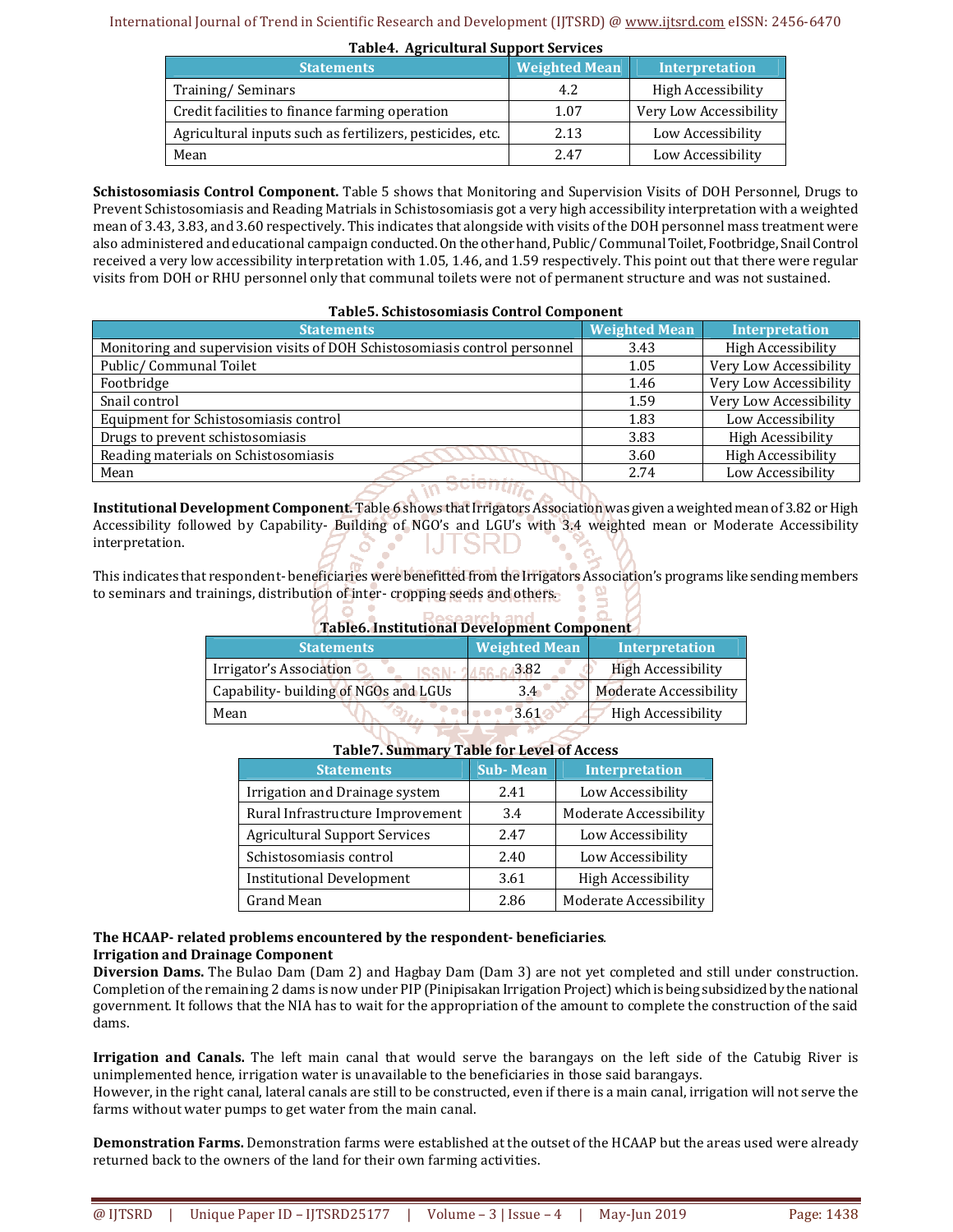**Table4. Agricultural Support Services**

| Statements | Weighted Mean | Interpretation |
|---|---|---|
| Training/ Seminars | 4.2 | High Accessibility |
| Credit facilities to finance farming operation | 1.07 | Very Low Accessibility |
| Agricultural inputs such as fertilizers, pesticides, etc. | 2.13 | Low Accessibility |
| Mean | 2.47 | Low Accessibility |

**Schistosomiasis Control Component.** Table 5 shows that Monitoring and Supervision Visits of DOH Personnel, Drugs to Prevent Schistosomiasis and Reading Matrials in Schistosomiasis got a very high accessibility interpretation with a weighted mean of 3.43, 3.83, and 3.60 respectively. This indicates that alongside with visits of the DOH personnel mass treatment were also administered and educational campaign conducted. On the other hand, Public/ Communal Toilet, Footbridge, Snail Control received a very low accessibility interpretation with 1.05, 1.46, and 1.59 respectively. This point out that there were regular visits from DOH or RHU personnel only that communal toilets were not of permanent structure and was not sustained.

**Table5. Schistosomiasis Control Component**

| Statements | Weighted Mean | Interpretation |
|---|---|---|
| Monitoring and supervision visits of DOH Schistosomiasis control personnel | 3.43 | High Accessibility |
| Public/ Communal Toilet | 1.05 | Very Low Accessibility |
| Footbridge | 1.46 | Very Low Accessibility |
| Snail control | 1.59 | Very Low Accessibility |
| Equipment for Schistosomiasis control | 1.83 | Low Accessibility |
| Drugs to prevent schistosomiasis | 3.83 | High Accesibility |
| Reading materials on Schistosomiasis | 3.60 | High Accesibility |
| Mean | 2.74 | Low Accessibility |

**Institutional Development Component.** Table 6 shows that Irrigators Association was given a weighted mean of 3.82 or High Accessibility followed by Capability- Building of NGO's and LGU's with 3.4 weighted mean or Moderate Accessibility interpretation.

This indicates that respondent- beneficiaries were benefitted from the Irrigators Association's programs like sending members to seminars and trainings, distribution of inter- cropping seeds and others.

**Table6. Institutional Development Component**

| Statements | Weighted Mean | Interpretation |
|---|---|---|
| Irrigator's Association | 3.82 | High Accessibility |
| Capability- building of NGOs and LGUs | 3.4 | Moderate Accessibility |
| Mean | 3.61 | High Accessibility |

**Table7. Summary Table for Level of Access**

| Statements | Sub- Mean | Interpretation |
|---|---|---|
| Irrigation and Drainage system | 2.41 | Low Accessibility |
| Rural Infrastructure Improvement | 3.4 | Moderate Accessibility |
| Agricultural Support Services | 2.47 | Low Accessibility |
| Schistosomiasis control | 2.40 | Low Accessibility |
| Institutional Development | 3.61 | High Accessibility |
| Grand Mean | 2.86 | Moderate Accessibility |

**The HCAAP- related problems encountered by the respondent- beneficiaries**.

**Irrigation and Drainage Component**

**Diversion Dams.** The Bulao Dam (Dam 2) and Hagbay Dam (Dam 3) are not yet completed and still under construction. Completion of the remaining 2 dams is now under PIP (Pinipisakan Irrigation Project) which is being subsidized by the national government. It follows that the NIA has to wait for the appropriation of the amount to complete the construction of the said dams.

**Irrigation and Canals.** The left main canal that would serve the barangays on the left side of the Catubig River is unimplemented hence, irrigation water is unavailable to the beneficiaries in those said barangays.
However, in the right canal, lateral canals are still to be constructed, even if there is a main canal, irrigation will not serve the farms without water pumps to get water from the main canal.

**Demonstration Farms.** Demonstration farms were established at the outset of the HCAAP but the areas used were already returned back to the owners of the land for their own farming activities.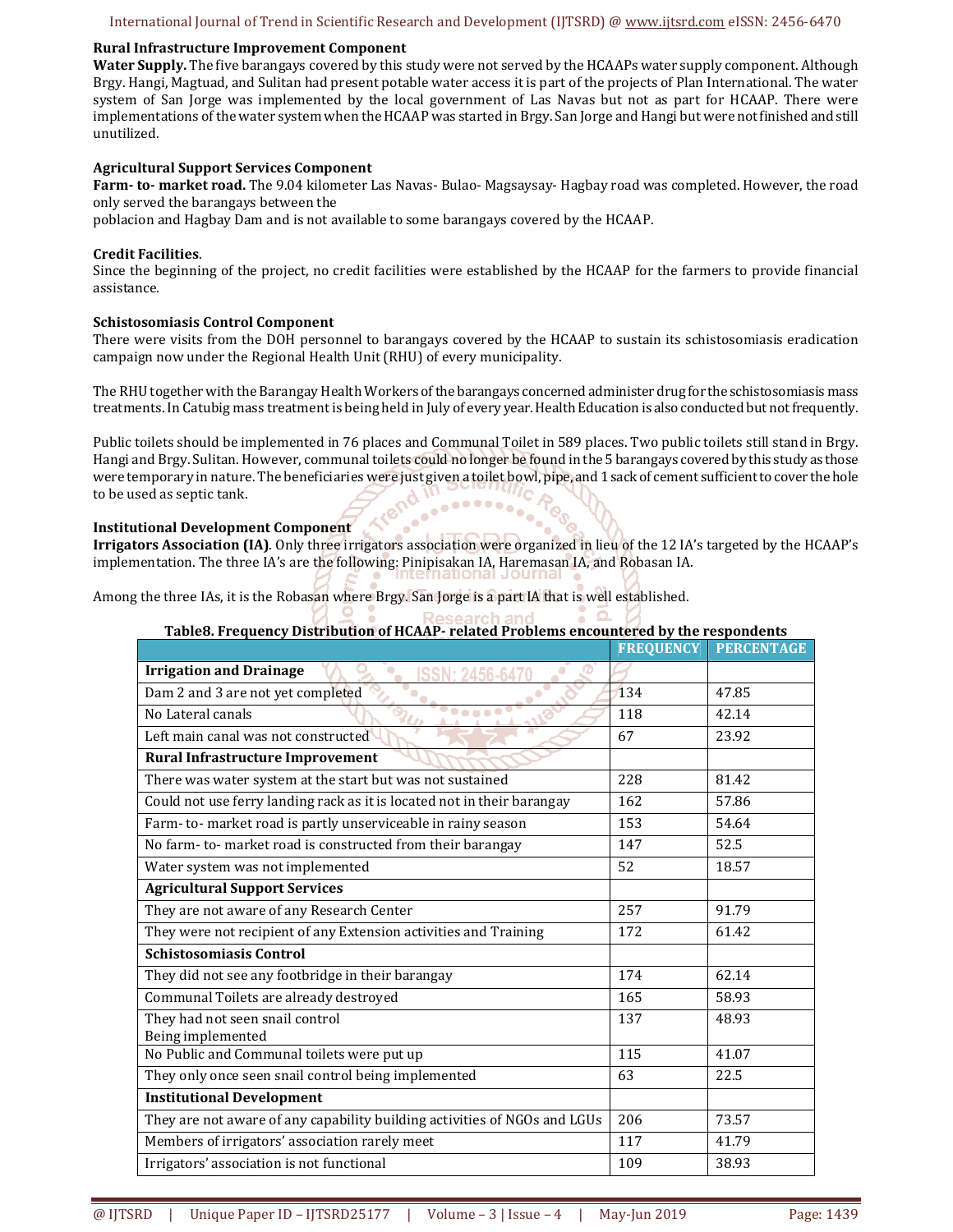**Rural Infrastructure Improvement Component**

**Water Supply.** The five barangays covered by this study were not served by the HCAAPs water supply component. Although Brgy. Hangi, Magtuad, and Sulitan had present potable water access it is part of the projects of Plan International. The water system of San Jorge was implemented by the local government of Las Navas but not as part for HCAAP. There were implementations of the water system when the HCAAP was started in Brgy. San Jorge and Hangi but were not finished and still unutilized.

**Agricultural Support Services Component**

**Farm- to- market road.** The 9.04 kilometer Las Navas- Bulao- Magsaysay- Hagbay road was completed. However, the road only served the barangays between the poblacion and Hagbay Dam and is not available to some barangays covered by the HCAAP.

**Credit Facilities**.

Since the beginning of the project, no credit facilities were established by the HCAAP for the farmers to provide financial assistance.

**Schistosomiasis Control Component**

There were visits from the DOH personnel to barangays covered by the HCAAP to sustain its schistosomiasis eradication campaign now under the Regional Health Unit (RHU) of every municipality.

The RHU together with the Barangay Health Workers of the barangays concerned administer drug for the schistosomiasis mass treatments. In Catubig mass treatment is being held in July of every year. Health Education is also conducted but not frequently.

Public toilets should be implemented in 76 places and Communal Toilet in 589 places. Two public toilets still stand in Brgy. Hangi and Brgy. Sulitan. However, communal toilets could no longer be found in the 5 barangays covered by this study as those were temporary in nature. The beneficiaries were just given a toilet bowl, pipe, and 1 sack of cement sufficient to cover the hole to be used as septic tank.

**Institutional Development Component**

**Irrigators Association (IA)**. Only three irrigators association were organized in lieu of the 12 IA's targeted by the HCAAP's implementation. The three IA's are the following: Pinipisakan IA, Haremasan IA, and Robasan IA.

Among the three IAs, it is the Robasan where Brgy. San Jorge is a part IA that is well established.

**Table8. Frequency Distribution of HCAAP- related Problems encountered by the respondents**

| | FREQUENCY | PERCENTAGE |
|---|---|---|
| **Irrigation and Drainage** | | |
| Dam 2 and 3 are not yet completed | 134 | 47.85 |
| No Lateral canals | 118 | 42.14 |
| Left main canal was not constructed | 67 | 23.92 |
| **Rural Infrastructure Improvement** | | |
| There was water system at the start but was not sustained | 228 | 81.42 |
| Could not use ferry landing rack as it is located not in their barangay | 162 | 57.86 |
| Farm- to- market road is partly unserviceable in rainy season | 153 | 54.64 |
| No farm- to- market road is constructed from their barangay | 147 | 52.5 |
| Water system was not implemented | 52 | 18.57 |
| **Agricultural Support Services** | | |
| They are not aware of any Research Center | 257 | 91.79 |
| They were not recipient of any Extension activities and Training | 172 | 61.42 |
| **Schistosomiasis Control** | | |
| They did not see any footbridge in their barangay | 174 | 62.14 |
| Communal Toilets are already destroyed | 165 | 58.93 |
| They had not seen snail control Being implemented | 137 | 48.93 |
| No Public and Communal toilets were put up | 115 | 41.07 |
| They only once seen snail control being implemented | 63 | 22.5 |
| **Institutional Development** | | |
| They are not aware of any capability building activities of NGOs and LGUs | 206 | 73.57 |
| Members of irrigators' association rarely meet | 117 | 41.79 |
| Irrigators' association is not functional | 109 | 38.93 |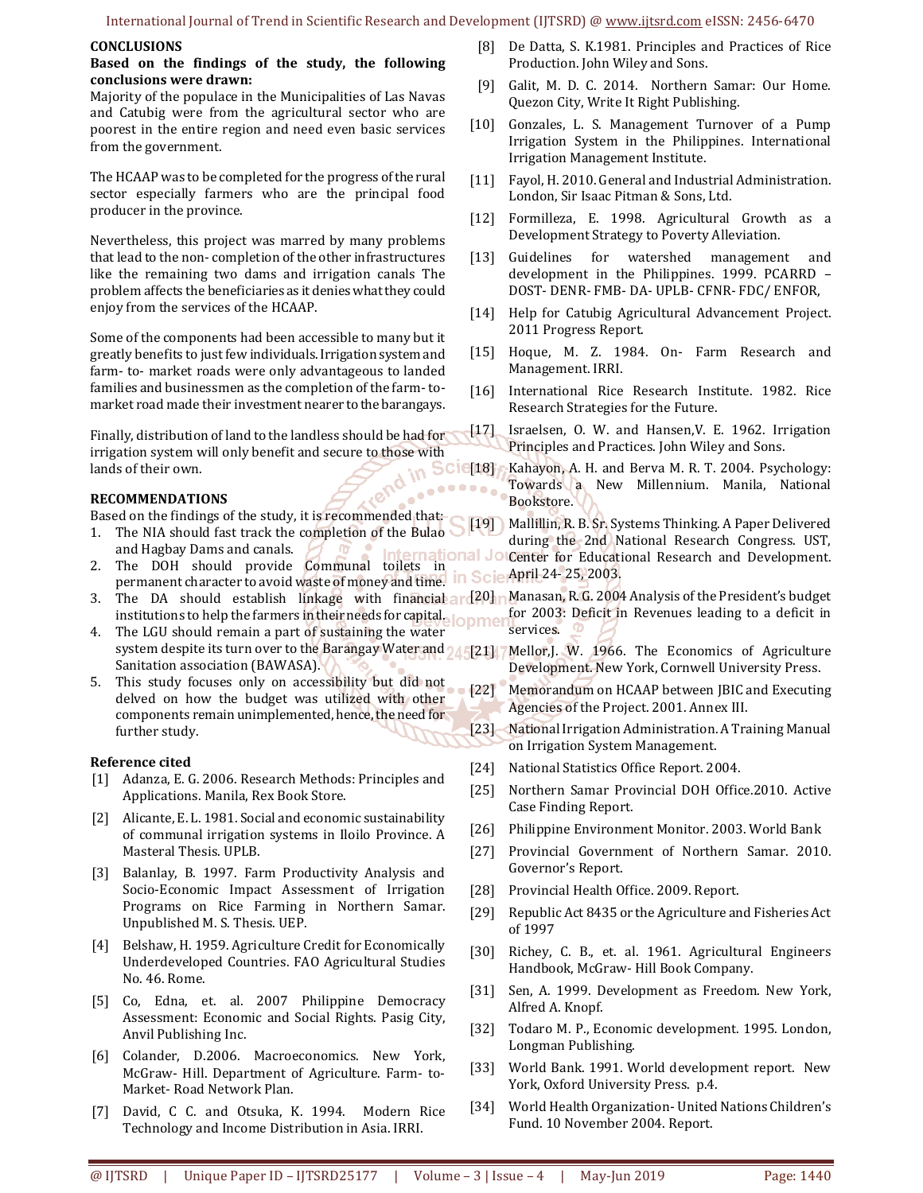## CONCLUSIONS

**Based on the findings of the study, the following conclusions were drawn:**

Majority of the populace in the Municipalities of Las Navas and Catubig were from the agricultural sector who are poorest in the entire region and need even basic services from the government.

The HCAAP was to be completed for the progress of the rural sector especially farmers who are the principal food producer in the province.

Nevertheless, this project was marred by many problems that lead to the non- completion of the other infrastructures like the remaining two dams and irrigation canals The problem affects the beneficiaries as it denies what they could enjoy from the services of the HCAAP.

Some of the components had been accessible to many but it greatly benefits to just few individuals. Irrigation system and farm- to- market roads were only advantageous to landed families and businessmen as the completion of the farm- to-market road made their investment nearer to the barangays.

Finally, distribution of land to the landless should be had for irrigation system will only benefit and secure to those with lands of their own.

## RECOMMENDATIONS

Based on the findings of the study, it is recommended that:

1. The NIA should fast track the completion of the Bulao and Hagbay Dams and canals.
2. The DOH should provide Communal toilets in permanent character to avoid waste of money and time.
3. The DA should establish linkage with financial institutions to help the farmers in their needs for capital.
4. The LGU should remain a part of sustaining the water system despite its turn over to the Barangay Water and Sanitation association (BAWASA).
5. This study focuses only on accessibility but did not delved on how the budget was utilized with other components remain unimplemented, hence, the need for further study.

## Reference cited

[1] Adanza, E. G. 2006. Research Methods: Principles and Applications. Manila, Rex Book Store.

[2] Alicante, E. L. 1981. Social and economic sustainability of communal irrigation systems in Iloilo Province. A Masteral Thesis. UPLB.

[3] Balanlay, B. 1997. Farm Productivity Analysis and Socio-Economic Impact Assessment of Irrigation Programs on Rice Farming in Northern Samar. Unpublished M. S. Thesis. UEP.

[4] Belshaw, H. 1959. Agriculture Credit for Economically Underdeveloped Countries. FAO Agricultural Studies No. 46. Rome.

[5] Co, Edna, et. al. 2007 Philippine Democracy Assessment: Economic and Social Rights. Pasig City, Anvil Publishing Inc.

[6] Colander, D.2006. Macroeconomics. New York, McGraw- Hill. Department of Agriculture. Farm- to-Market- Road Network Plan.

[7] David, C C. and Otsuka, K. 1994. Modern Rice Technology and Income Distribution in Asia. IRRI.

[8] De Datta, S. K.1981. Principles and Practices of Rice Production. John Wiley and Sons.

[9] Galit, M. D. C. 2014. Northern Samar: Our Home. Quezon City, Write It Right Publishing.

[10] Gonzales, L. S. Management Turnover of a Pump Irrigation System in the Philippines. International Irrigation Management Institute.

[11] Fayol, H. 2010. General and Industrial Administration. London, Sir Isaac Pitman & Sons, Ltd.

[12] Formilleza, E. 1998. Agricultural Growth as a Development Strategy to Poverty Alleviation.

[13] Guidelines for watershed management and development in the Philippines. 1999. PCARRD – DOST- DENR- FMB- DA- UPLB- CFNR- FDC/ ENFOR,

[14] Help for Catubig Agricultural Advancement Project. 2011 Progress Report.

[15] Hoque, M. Z. 1984. On- Farm Research and Management. IRRI.

[16] International Rice Research Institute. 1982. Rice Research Strategies for the Future.

[17] Israelsen, O. W. and Hansen,V. E. 1962. Irrigation Principles and Practices. John Wiley and Sons.

[18] Kahayon, A. H. and Berva M. R. T. 2004. Psychology: Towards a New Millennium. Manila, National Bookstore.

[19] Mallillin, R. B. Sr. Systems Thinking. A Paper Delivered during the 2nd National Research Congress. UST, Center for Educational Research and Development. April 24- 25, 2003.

[20] Manasan, R. G. 2004 Analysis of the President's budget for 2003: Deficit in Revenues leading to a deficit in services.

[21] Mellor,J. W. 1966. The Economics of Agriculture Development. New York, Cornwell University Press.

[22] Memorandum on HCAAP between JBIC and Executing Agencies of the Project. 2001. Annex III.

[23] National Irrigation Administration. A Training Manual on Irrigation System Management.

[24] National Statistics Office Report. 2004.

[25] Northern Samar Provincial DOH Office.2010. Active Case Finding Report.

[26] Philippine Environment Monitor. 2003. World Bank

[27] Provincial Government of Northern Samar. 2010. Governor's Report.

[28] Provincial Health Office. 2009. Report.

[29] Republic Act 8435 or the Agriculture and Fisheries Act of 1997

[30] Richey, C. B., et. al. 1961. Agricultural Engineers Handbook, McGraw- Hill Book Company.

[31] Sen, A. 1999. Development as Freedom. New York, Alfred A. Knopf.

[32] Todaro M. P., Economic development. 1995. London, Longman Publishing.

[33] World Bank. 1991. World development report. New York, Oxford University Press. p.4.

[34] World Health Organization- United Nations Children's Fund. 10 November 2004. Report.